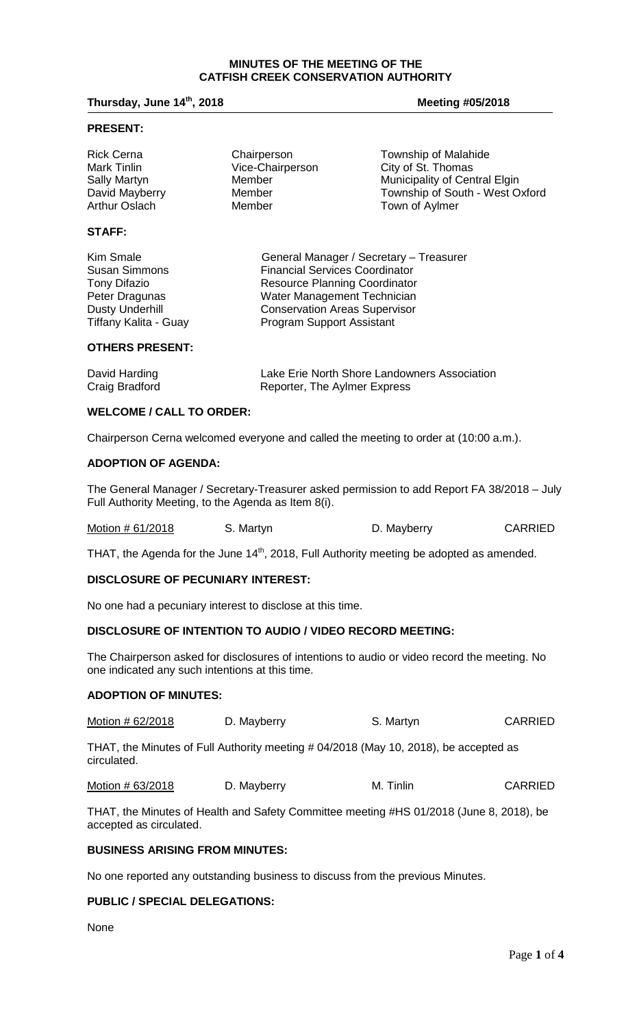# MINUTES OF THE MEETING OF THE CATFISH CREEK CONSERVATION AUTHORITY

**Thursday, June 14th, 2018** **Meeting #05/2018**

## PRESENT:

| | | |
|---|---|---|
| Rick Cerna | Chairperson | Township of Malahide |
| Mark Tinlin | Vice-Chairperson | City of St. Thomas |
| Sally Martyn | Member | Municipality of Central Elgin |
| David Mayberry | Member | Township of South - West Oxford |
| Arthur Oslach | Member | Town of Aylmer |

## STAFF:

| | |
|---|---|
| Kim Smale | General Manager / Secretary – Treasurer |
| Susan Simmons | Financial Services Coordinator |
| Tony Difazio | Resource Planning Coordinator |
| Peter Dragunas | Water Management Technician |
| Dusty Underhill | Conservation Areas Supervisor |
| Tiffany Kalita - Guay | Program Support Assistant |

## OTHERS PRESENT:

| | |
|---|---|
| David Harding | Lake Erie North Shore Landowners Association |
| Craig Bradford | Reporter, The Aylmer Express |

## WELCOME / CALL TO ORDER:

Chairperson Cerna welcomed everyone and called the meeting to order at (10:00 a.m.).

## ADOPTION OF AGENDA:

The General Manager / Secretary-Treasurer asked permission to add Report FA 38/2018 – July Full Authority Meeting, to the Agenda as Item 8(i).

| Motion # 61/2018 | S. Martyn | D. Mayberry | CARRIED |
|---|---|---|---|

THAT, the Agenda for the June 14th, 2018, Full Authority meeting be adopted as amended.

## DISCLOSURE OF PECUNIARY INTEREST:

No one had a pecuniary interest to disclose at this time.

## DISCLOSURE OF INTENTION TO AUDIO / VIDEO RECORD MEETING:

The Chairperson asked for disclosures of intentions to audio or video record the meeting. No one indicated any such intentions at this time.

## ADOPTION OF MINUTES:

| Motion # 62/2018 | D. Mayberry | S. Martyn | CARRIED |
|---|---|---|---|

THAT, the Minutes of Full Authority meeting # 04/2018 (May 10, 2018), be accepted as circulated.

| Motion # 63/2018 | D. Mayberry | M. Tinlin | CARRIED |
|---|---|---|---|

THAT, the Minutes of Health and Safety Committee meeting #HS 01/2018 (June 8, 2018), be accepted as circulated.

## BUSINESS ARISING FROM MINUTES:

No one reported any outstanding business to discuss from the previous Minutes.

## PUBLIC / SPECIAL DELEGATIONS:

None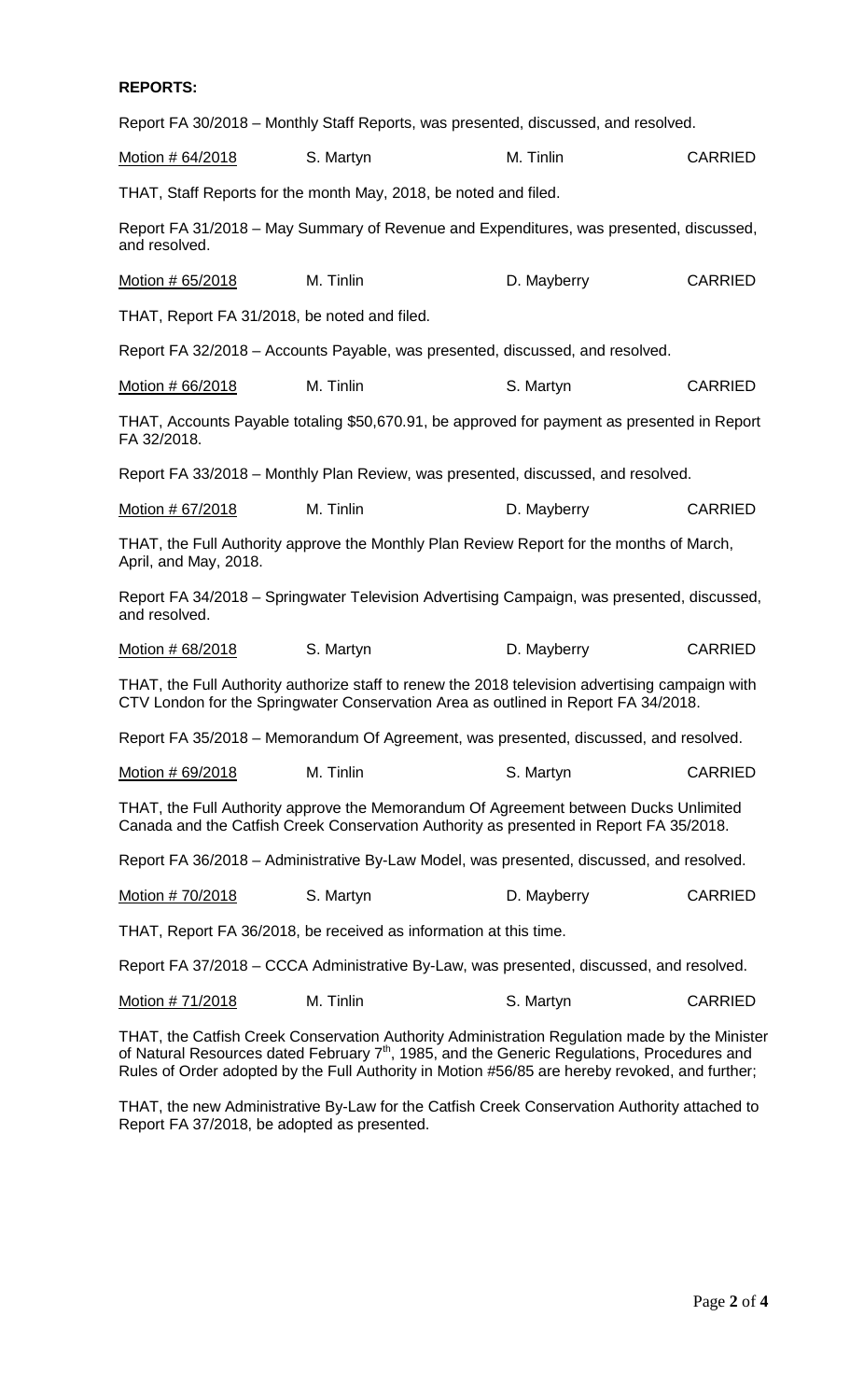**REPORTS:**

Report FA 30/2018 – Monthly Staff Reports, was presented, discussed, and resolved.

| Motion # 64/2018 | S. Martyn | M. Tinlin | CARRIED |
|---|---|---|---|

THAT, Staff Reports for the month May, 2018, be noted and filed.

Report FA 31/2018 – May Summary of Revenue and Expenditures, was presented, discussed, and resolved.

| Motion # 65/2018 | M. Tinlin | D. Mayberry | CARRIED |
|---|---|---|---|

THAT, Report FA 31/2018, be noted and filed.

Report FA 32/2018 – Accounts Payable, was presented, discussed, and resolved.

| Motion # 66/2018 | M. Tinlin | S. Martyn | CARRIED |
|---|---|---|---|

THAT, Accounts Payable totaling $50,670.91, be approved for payment as presented in Report FA 32/2018.

Report FA 33/2018 – Monthly Plan Review, was presented, discussed, and resolved.

| Motion # 67/2018 | M. Tinlin | D. Mayberry | CARRIED |
|---|---|---|---|

THAT, the Full Authority approve the Monthly Plan Review Report for the months of March, April, and May, 2018.

Report FA 34/2018 – Springwater Television Advertising Campaign, was presented, discussed, and resolved.

| Motion # 68/2018 | S. Martyn | D. Mayberry | CARRIED |
|---|---|---|---|

THAT, the Full Authority authorize staff to renew the 2018 television advertising campaign with CTV London for the Springwater Conservation Area as outlined in Report FA 34/2018.

Report FA 35/2018 – Memorandum Of Agreement, was presented, discussed, and resolved.

| Motion # 69/2018 | M. Tinlin | S. Martyn | CARRIED |
|---|---|---|---|

THAT, the Full Authority approve the Memorandum Of Agreement between Ducks Unlimited Canada and the Catfish Creek Conservation Authority as presented in Report FA 35/2018.

Report FA 36/2018 – Administrative By-Law Model, was presented, discussed, and resolved.

| Motion # 70/2018 | S. Martyn | D. Mayberry | CARRIED |
|---|---|---|---|

THAT, Report FA 36/2018, be received as information at this time.

Report FA 37/2018 – CCCA Administrative By-Law, was presented, discussed, and resolved.

| Motion # 71/2018 | M. Tinlin | S. Martyn | CARRIED |
|---|---|---|---|

THAT, the Catfish Creek Conservation Authority Administration Regulation made by the Minister of Natural Resources dated February 7th, 1985, and the Generic Regulations, Procedures and Rules of Order adopted by the Full Authority in Motion #56/85 are hereby revoked, and further;

THAT, the new Administrative By-Law for the Catfish Creek Conservation Authority attached to Report FA 37/2018, be adopted as presented.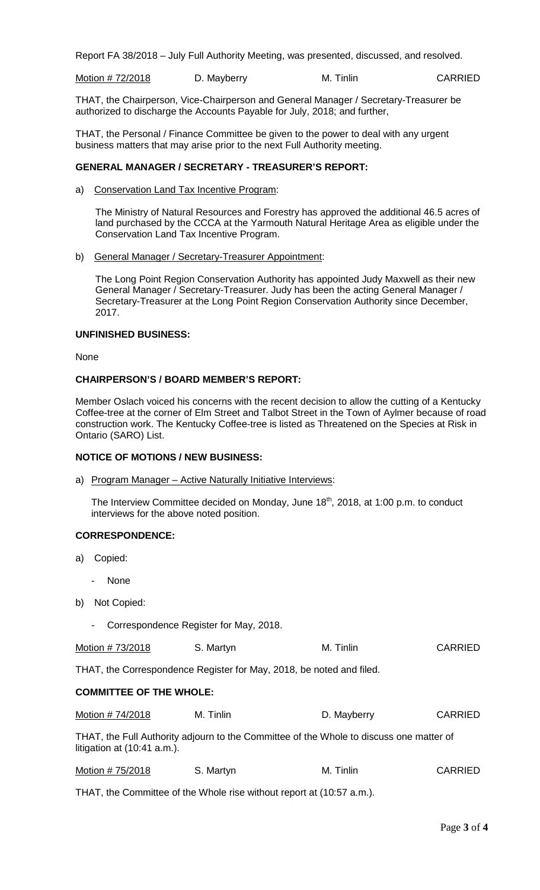Report FA 38/2018 – July Full Authority Meeting, was presented, discussed, and resolved.

| Motion # 72/2018 | D. Mayberry | M. Tinlin | CARRIED |
|---|---|---|---|

THAT, the Chairperson, Vice-Chairperson and General Manager / Secretary-Treasurer be authorized to discharge the Accounts Payable for July, 2018; and further,

THAT, the Personal / Finance Committee be given to the power to deal with any urgent business matters that may arise prior to the next Full Authority meeting.

**GENERAL MANAGER / SECRETARY - TREASURER'S REPORT:**

a) Conservation Land Tax Incentive Program:

The Ministry of Natural Resources and Forestry has approved the additional 46.5 acres of land purchased by the CCCA at the Yarmouth Natural Heritage Area as eligible under the Conservation Land Tax Incentive Program.

b) General Manager / Secretary-Treasurer Appointment:

The Long Point Region Conservation Authority has appointed Judy Maxwell as their new General Manager / Secretary-Treasurer. Judy has been the acting General Manager / Secretary-Treasurer at the Long Point Region Conservation Authority since December, 2017.

**UNFINISHED BUSINESS:**

None

**CHAIRPERSON'S / BOARD MEMBER'S REPORT:**

Member Oslach voiced his concerns with the recent decision to allow the cutting of a Kentucky Coffee-tree at the corner of Elm Street and Talbot Street in the Town of Aylmer because of road construction work. The Kentucky Coffee-tree is listed as Threatened on the Species at Risk in Ontario (SARO) List.

**NOTICE OF MOTIONS / NEW BUSINESS:**

a) Program Manager – Active Naturally Initiative Interviews:

The Interview Committee decided on Monday, June 18th, 2018, at 1:00 p.m. to conduct interviews for the above noted position.

**CORRESPONDENCE:**

a) Copied:

- None

b) Not Copied:

- Correspondence Register for May, 2018.

| Motion # 73/2018 | S. Martyn | M. Tinlin | CARRIED |
|---|---|---|---|

THAT, the Correspondence Register for May, 2018, be noted and filed.

**COMMITTEE OF THE WHOLE:**

| Motion # 74/2018 | M. Tinlin | D. Mayberry | CARRIED |
|---|---|---|---|

THAT, the Full Authority adjourn to the Committee of the Whole to discuss one matter of litigation at (10:41 a.m.).

| Motion # 75/2018 | S. Martyn | M. Tinlin | CARRIED |
|---|---|---|---|

THAT, the Committee of the Whole rise without report at (10:57 a.m.).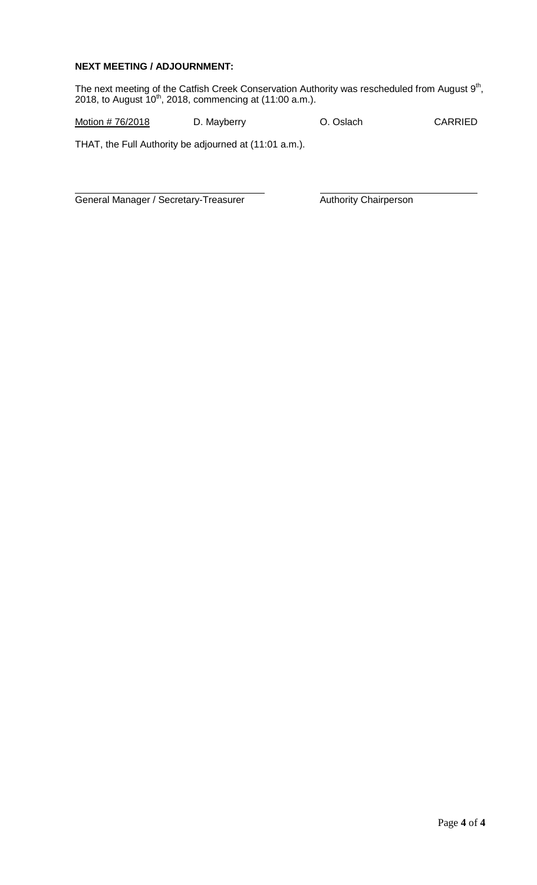**NEXT MEETING / ADJOURNMENT:**

The next meeting of the Catfish Creek Conservation Authority was rescheduled from August 9th, 2018, to August 10th, 2018, commencing at (11:00 a.m.).

| | | | |
|---|---|---|---|
| <u>Motion # 76/2018</u> | D. Mayberry | O. Oslach | CARRIED |

THAT, the Full Authority be adjourned at (11:01 a.m.).

General Manager / Secretary-Treasurer

Authority Chairperson